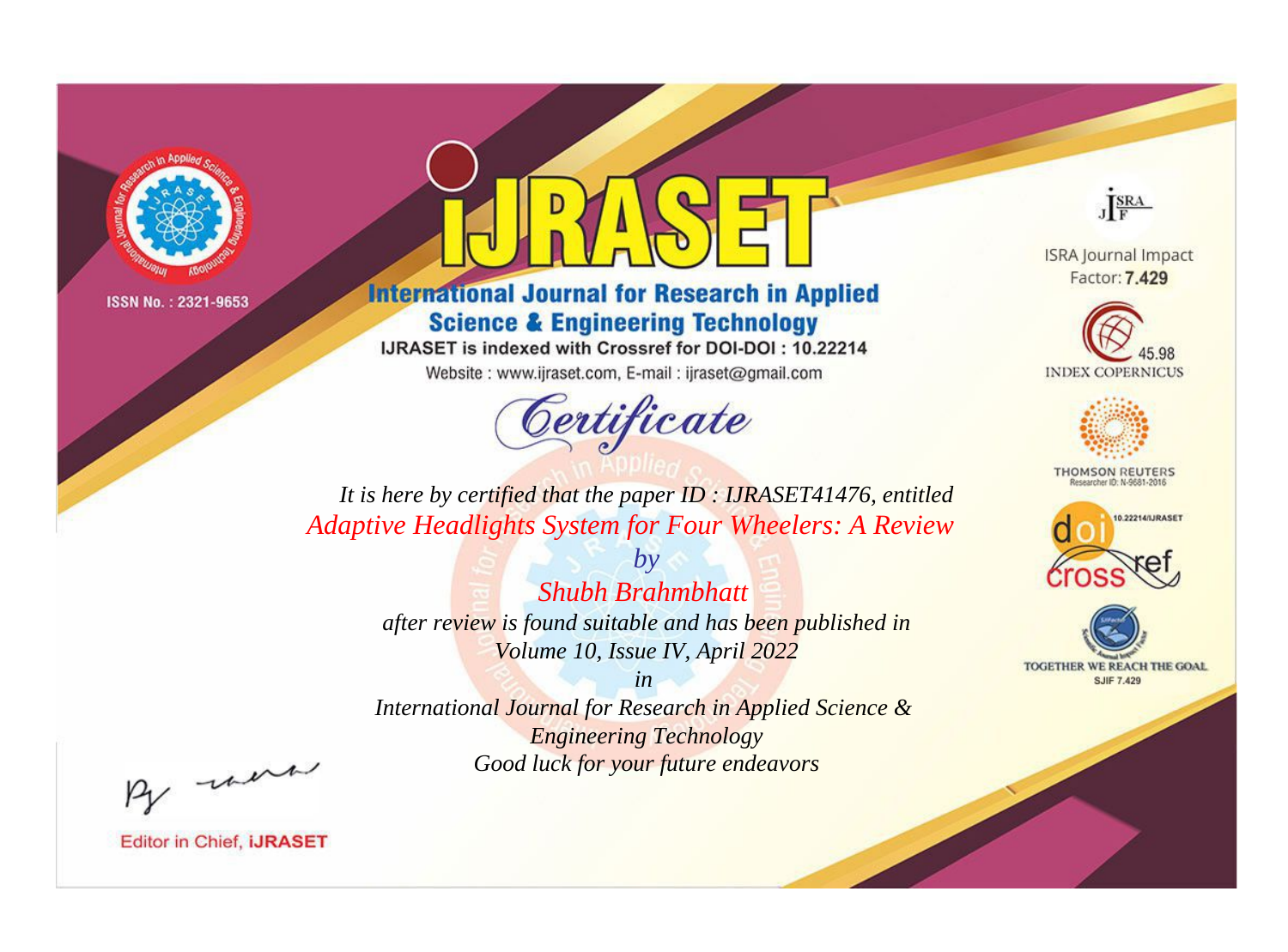ISSN No. : 2321-9653

# iJRASET

## International Journal for Research in Applied Science & Engineering Technology

IJRASET is indexed with Crossref for DOI-DOI : 10.22214

Website : www.ijraset.com, E-mail : ijraset@gmail.com

ISRA Journal Impact Factor: **7.429**

45.98 INDEX COPERNICUS

THOMSON REUTERS Researcher ID: N-9681-2016

10.22214/IJRASET

TOGETHER WE REACH THE GOAL SJIF 7.429

# *Certificate*

*It is here by certified that the paper ID : IJRASET41476, entitled*

*Adaptive Headlights System for Four Wheelers: A Review*

*by*

*Shubh Brahmbhatt*

*after review is found suitable and has been published in*

*Volume 10, Issue IV, April 2022*

*in*

*International Journal for Research in Applied Science & Engineering Technology*

*Good luck for your future endeavors*

Editor in Chief, **iJRASET**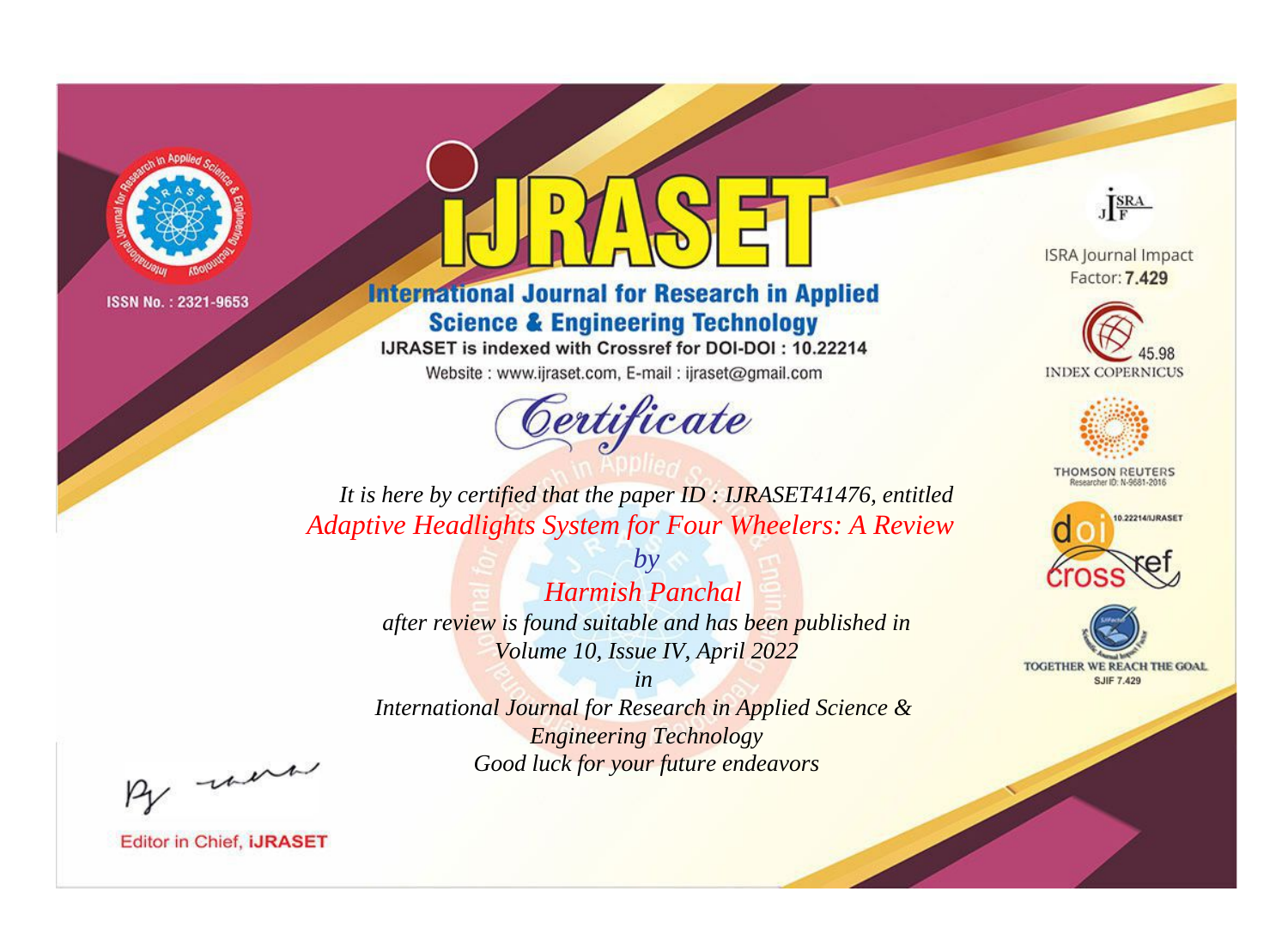ISSN No. : 2321-9653

# iJRASET

## International Journal for Research in Applied Science & Engineering Technology

IJRASET is indexed with Crossref for DOI-DOI : 10.22214

Website : www.ijraset.com, E-mail : ijraset@gmail.com

ISRA Journal Impact Factor: **7.429**

45.98 INDEX COPERNICUS

THOMSON REUTERS Researcher ID: N-9681-2016

10.22214/IJRASET

TOGETHER WE REACH THE GOAL SJIF 7.429

## *Certificate*

*It is here by certified that the paper ID : IJRASET41476, entitled*

*Adaptive Headlights System for Four Wheelers: A Review*

*by*

*Harmish Panchal*

*after review is found suitable and has been published in*

*Volume 10, Issue IV, April 2022*

*in*

*International Journal for Research in Applied Science & Engineering Technology*

*Good luck for your future endeavors*

Editor in Chief, **iJRASET**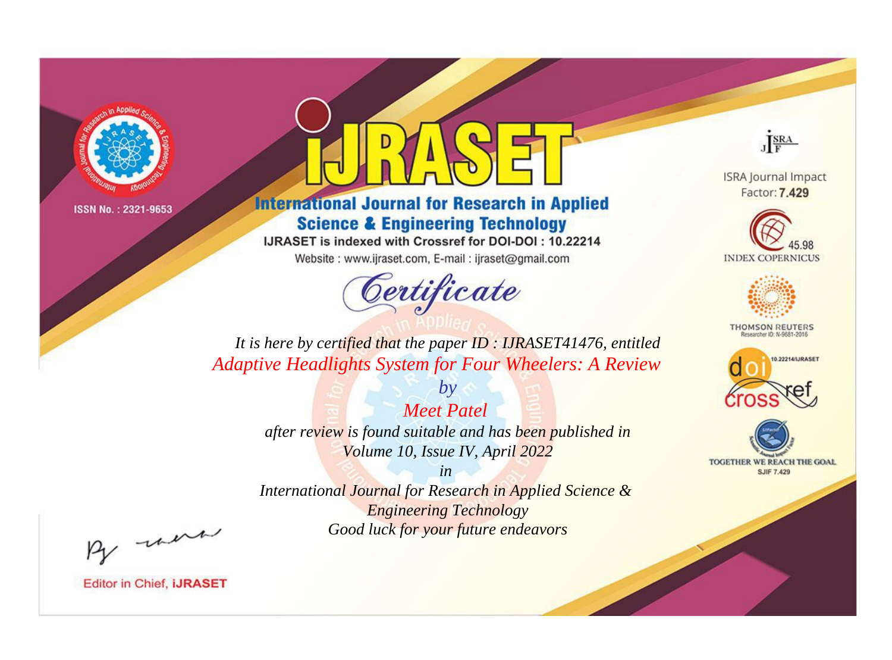ISSN No. : 2321-9653

# iJRASET

## International Journal for Research in Applied Science & Engineering Technology

IJRASET is indexed with Crossref for DOI-DOI : 10.22214

Website : www.ijraset.com, E-mail : ijraset@gmail.com

# Certificate

*It is here by certified that the paper ID : IJRASET41476, entitled*

*Adaptive Headlights System for Four Wheelers: A Review*

*by*

*Meet Patel*

*after review is found suitable and has been published in*

*Volume 10, Issue IV, April 2022*

*in*

*International Journal for Research in Applied Science & Engineering Technology*

*Good luck for your future endeavors*

ISRA Journal Impact Factor: **7.429**

45.98 INDEX COPERNICUS

THOMSON REUTERS Researcher ID: N-9681-2016

10.22214/IJRASET

doi crossref

TOGETHER WE REACH THE GOAL SJIF 7.429

Editor in Chief, **iJRASET**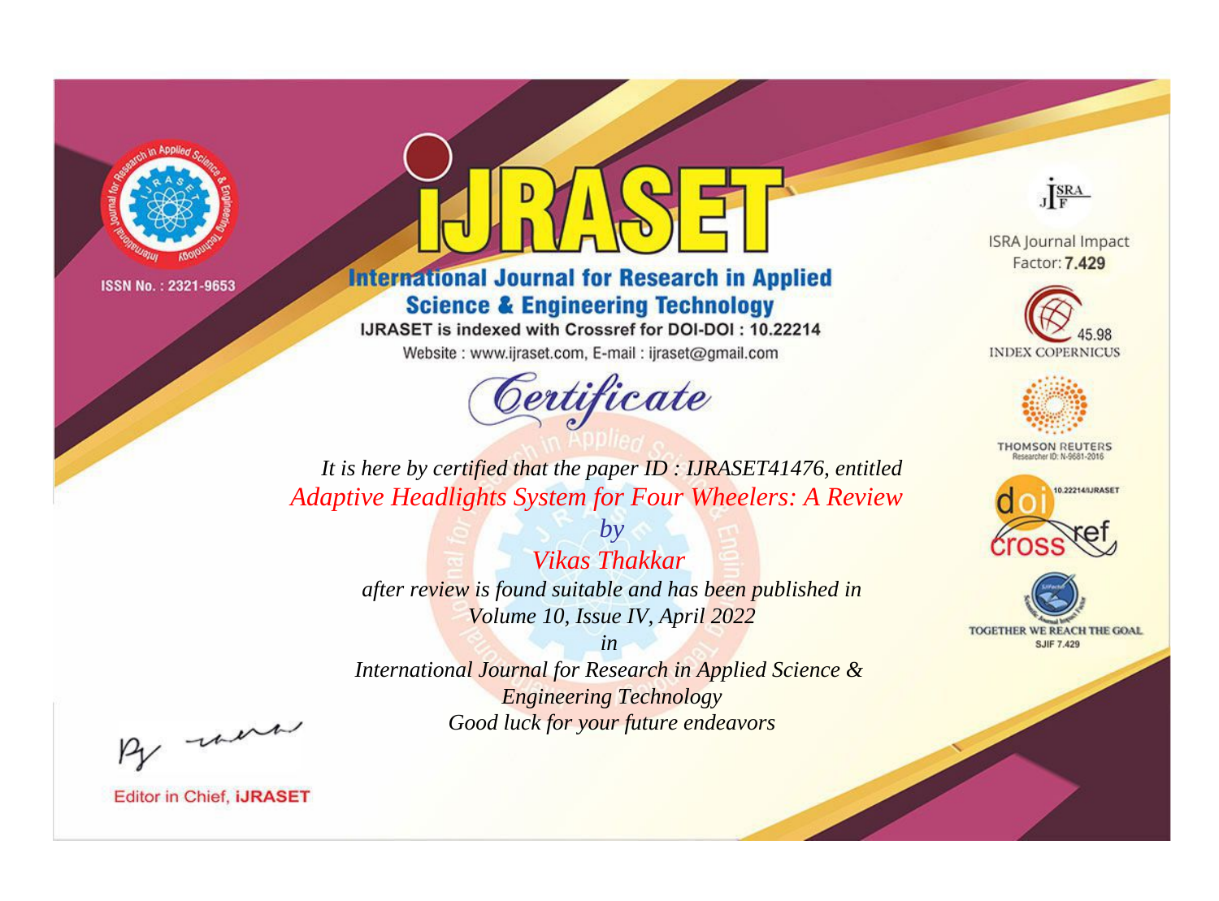ISSN No. : 2321-9653

# iJRASET

## International Journal for Research in Applied Science & Engineering Technology

IJRASET is indexed with Crossref for DOI-DOI : 10.22214

Website : www.ijraset.com, E-mail : ijraset@gmail.com

ISRA Journal Impact Factor: **7.429**

45.98 INDEX COPERNICUS

THOMSON REUTERS Researcher ID: N-9681-2016

10.22214/IJRASET

TOGETHER WE REACH THE GOAL SJIF 7.429

# *Certificate*

*It is here by certified that the paper ID : IJRASET41476, entitled*

*Adaptive Headlights System for Four Wheelers: A Review*

*by*

*Vikas Thakkar*

*after review is found suitable and has been published in*

*Volume 10, Issue IV, April 2022*

*in*

*International Journal for Research in Applied Science & Engineering Technology*

*Good luck for your future endeavors*

Editor in Chief, **iJRASET**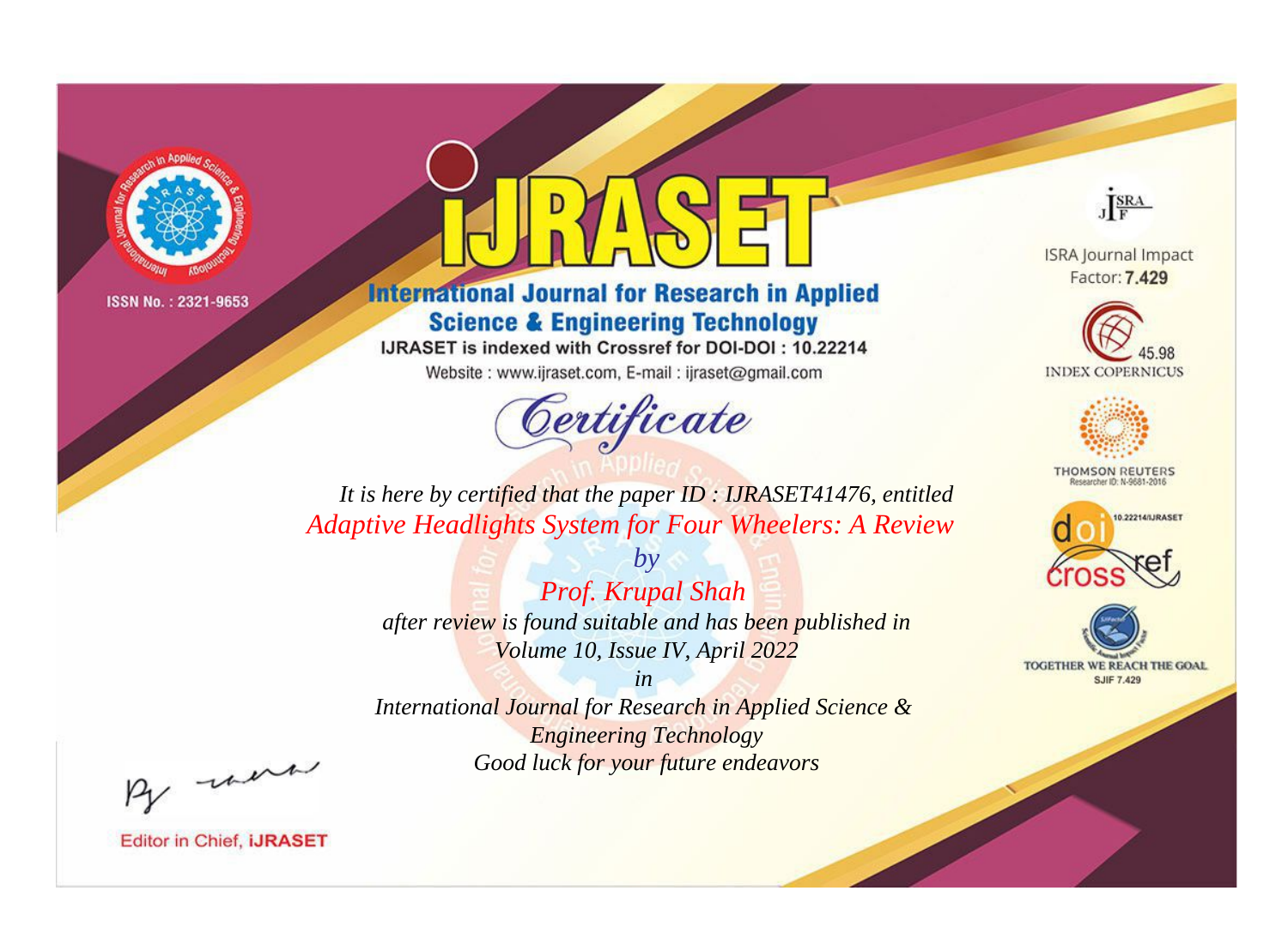ISSN No. : 2321-9653

# iJRASET

## International Journal for Research in Applied Science & Engineering Technology

IJRASET is indexed with Crossref for DOI-DOI : 10.22214

Website : www.ijraset.com, E-mail : ijraset@gmail.com

ISRA Journal Impact Factor: **7.429**

45.98 INDEX COPERNICUS

THOMSON REUTERS Researcher ID: N-9681-2016

10.22214/IJRASET

TOGETHER WE REACH THE GOAL SJIF 7.429

# *Certificate*

*It is here by certified that the paper ID : IJRASET41476, entitled*

*Adaptive Headlights System for Four Wheelers: A Review*

*by*

*Prof. Krupal Shah*

*after review is found suitable and has been published in*

*Volume 10, Issue IV, April 2022*

*in*

*International Journal for Research in Applied Science & Engineering Technology*

*Good luck for your future endeavors*

Editor in Chief, **iJRASET**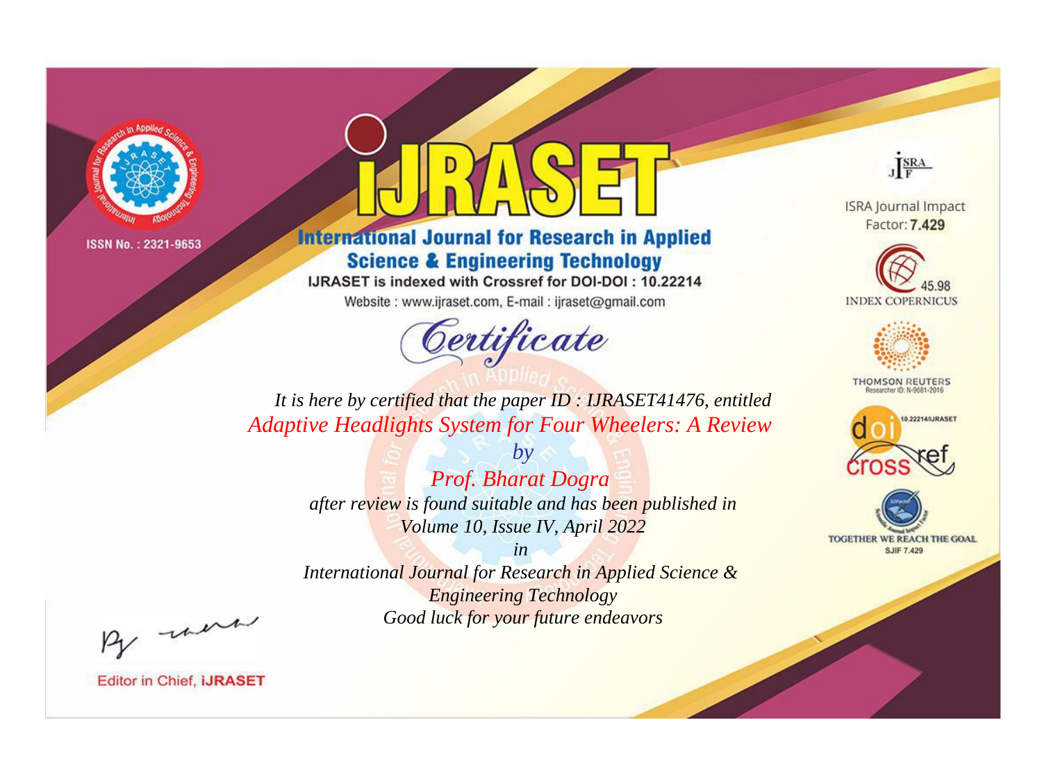ISSN No. : 2321-9653

# iJRASET

**International Journal for Research in Applied Science & Engineering Technology**

IJRASET is indexed with Crossref for DOI-DOI : 10.22214

Website : www.ijraset.com, E-mail : ijraset@gmail.com

## *Certificate*

*It is here by certified that the paper ID : IJRASET41476, entitled*

*Adaptive Headlights System for Four Wheelers: A Review*

*by*

*Prof. Bharat Dogra*

*after review is found suitable and has been published in*

*Volume 10, Issue IV, April 2022*

*in*

*International Journal for Research in Applied Science & Engineering Technology*

*Good luck for your future endeavors*

ISRA Journal Impact Factor: **7.429**

45.98 INDEX COPERNICUS

THOMSON REUTERS Researcher ID: N-9681-2016

10.22214/IJRASET

TOGETHER WE REACH THE GOAL SJIF 7.429

Editor in Chief, **iJRASET**